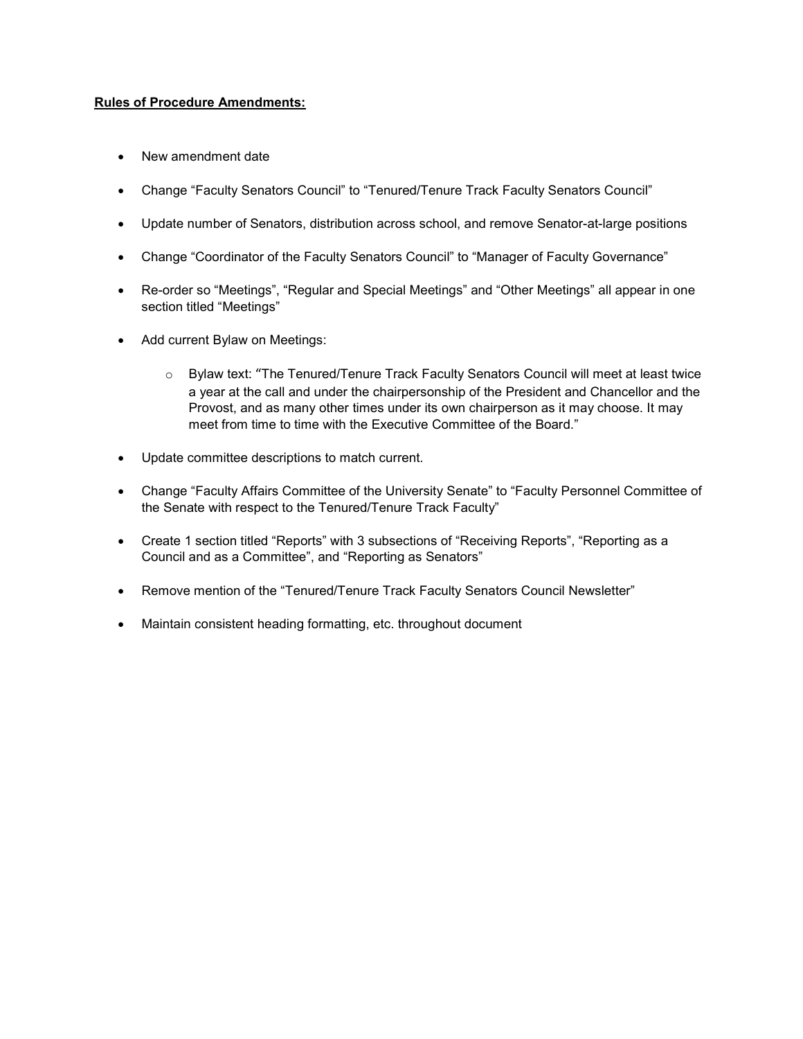**Rules of Procedure Amendments:**

- New amendment date
- Change “Faculty Senators Council” to “Tenured/Tenure Track Faculty Senators Council”
- Update number of Senators, distribution across school, and remove Senator-at-large positions
- Change “Coordinator of the Faculty Senators Council” to “Manager of Faculty Governance”
- Re-order so “Meetings”, “Regular and Special Meetings” and “Other Meetings” all appear in one section titled “Meetings”
- Add current Bylaw on Meetings:
  - Bylaw text: “The Tenured/Tenure Track Faculty Senators Council will meet at least twice a year at the call and under the chairpersonship of the President and Chancellor and the Provost, and as many other times under its own chairperson as it may choose. It may meet from time to time with the Executive Committee of the Board.”
- Update committee descriptions to match current.
- Change “Faculty Affairs Committee of the University Senate” to “Faculty Personnel Committee of the Senate with respect to the Tenured/Tenure Track Faculty”
- Create 1 section titled “Reports” with 3 subsections of “Receiving Reports”, “Reporting as a Council and as a Committee”, and “Reporting as Senators”
- Remove mention of the “Tenured/Tenure Track Faculty Senators Council Newsletter”
- Maintain consistent heading formatting, etc. throughout document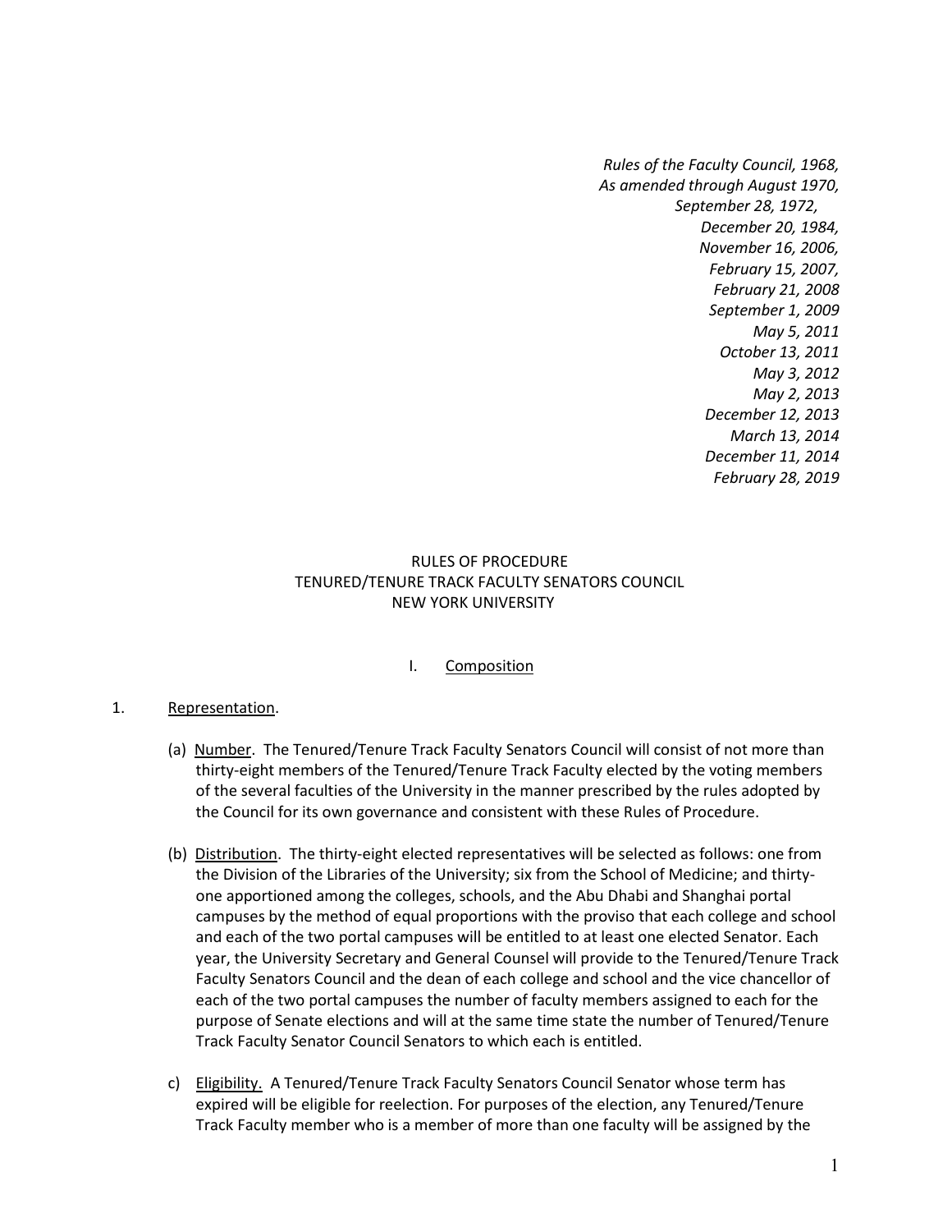*Rules of the Faculty Council, 1968,*
*As amended through August 1970,*
*September 28, 1972,*
*December 20, 1984,*
*November 16, 2006,*
*February 15, 2007,*
*February 21, 2008*
*September 1, 2009*
*May 5, 2011*
*October 13, 2011*
*May 3, 2012*
*May 2, 2013*
*December 12, 2013*
*March 13, 2014*
*December 11, 2014*
*February 28, 2019*

# RULES OF PROCEDURE
# TENURED/TENURE TRACK FACULTY SENATORS COUNCIL
# NEW YORK UNIVERSITY

## I. Composition

1. Representation.

   (a) Number. The Tenured/Tenure Track Faculty Senators Council will consist of not more than thirty-eight members of the Tenured/Tenure Track Faculty elected by the voting members of the several faculties of the University in the manner prescribed by the rules adopted by the Council for its own governance and consistent with these Rules of Procedure.

   (b) Distribution. The thirty-eight elected representatives will be selected as follows: one from the Division of the Libraries of the University; six from the School of Medicine; and thirty-one apportioned among the colleges, schools, and the Abu Dhabi and Shanghai portal campuses by the method of equal proportions with the proviso that each college and school and each of the two portal campuses will be entitled to at least one elected Senator. Each year, the University Secretary and General Counsel will provide to the Tenured/Tenure Track Faculty Senators Council and the dean of each college and school and the vice chancellor of each of the two portal campuses the number of faculty members assigned to each for the purpose of Senate elections and will at the same time state the number of Tenured/Tenure Track Faculty Senator Council Senators to which each is entitled.

   c) Eligibility. A Tenured/Tenure Track Faculty Senators Council Senator whose term has expired will be eligible for reelection. For purposes of the election, any Tenured/Tenure Track Faculty member who is a member of more than one faculty will be assigned by the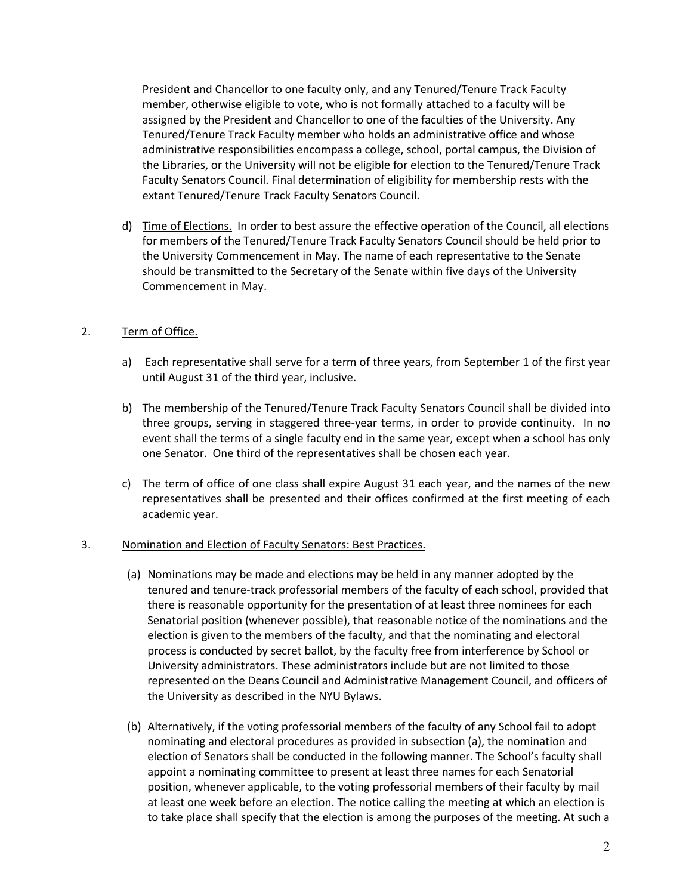President and Chancellor to one faculty only, and any Tenured/Tenure Track Faculty member, otherwise eligible to vote, who is not formally attached to a faculty will be assigned by the President and Chancellor to one of the faculties of the University. Any Tenured/Tenure Track Faculty member who holds an administrative office and whose administrative responsibilities encompass a college, school, portal campus, the Division of the Libraries, or the University will not be eligible for election to the Tenured/Tenure Track Faculty Senators Council. Final determination of eligibility for membership rests with the extant Tenured/Tenure Track Faculty Senators Council.

d) Time of Elections. In order to best assure the effective operation of the Council, all elections for members of the Tenured/Tenure Track Faculty Senators Council should be held prior to the University Commencement in May. The name of each representative to the Senate should be transmitted to the Secretary of the Senate within five days of the University Commencement in May.

2. Term of Office.

a) Each representative shall serve for a term of three years, from September 1 of the first year until August 31 of the third year, inclusive.

b) The membership of the Tenured/Tenure Track Faculty Senators Council shall be divided into three groups, serving in staggered three-year terms, in order to provide continuity. In no event shall the terms of a single faculty end in the same year, except when a school has only one Senator. One third of the representatives shall be chosen each year.

c) The term of office of one class shall expire August 31 each year, and the names of the new representatives shall be presented and their offices confirmed at the first meeting of each academic year.

3. Nomination and Election of Faculty Senators: Best Practices.

(a) Nominations may be made and elections may be held in any manner adopted by the tenured and tenure-track professorial members of the faculty of each school, provided that there is reasonable opportunity for the presentation of at least three nominees for each Senatorial position (whenever possible), that reasonable notice of the nominations and the election is given to the members of the faculty, and that the nominating and electoral process is conducted by secret ballot, by the faculty free from interference by School or University administrators. These administrators include but are not limited to those represented on the Deans Council and Administrative Management Council, and officers of the University as described in the NYU Bylaws.

(b) Alternatively, if the voting professorial members of the faculty of any School fail to adopt nominating and electoral procedures as provided in subsection (a), the nomination and election of Senators shall be conducted in the following manner. The School's faculty shall appoint a nominating committee to present at least three names for each Senatorial position, whenever applicable, to the voting professorial members of their faculty by mail at least one week before an election. The notice calling the meeting at which an election is to take place shall specify that the election is among the purposes of the meeting. At such a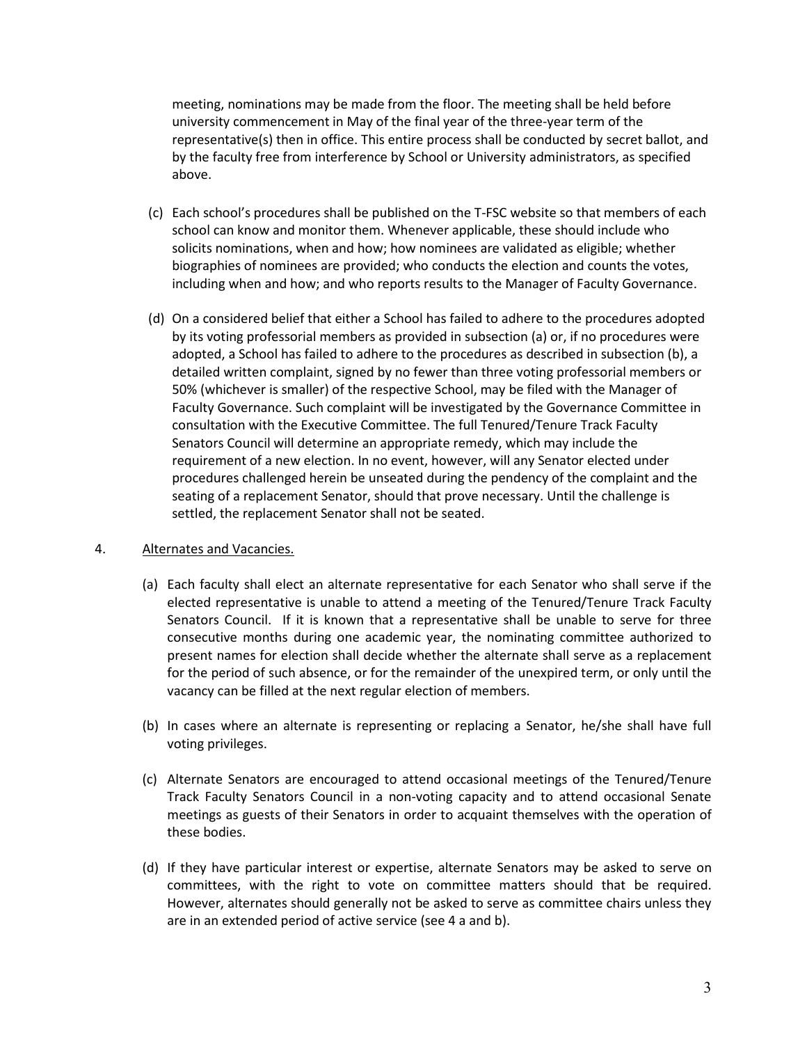meeting, nominations may be made from the floor. The meeting shall be held before university commencement in May of the final year of the three-year term of the representative(s) then in office. This entire process shall be conducted by secret ballot, and by the faculty free from interference by School or University administrators, as specified above.

(c) Each school's procedures shall be published on the T-FSC website so that members of each school can know and monitor them. Whenever applicable, these should include who solicits nominations, when and how; how nominees are validated as eligible; whether biographies of nominees are provided; who conducts the election and counts the votes, including when and how; and who reports results to the Manager of Faculty Governance.

(d) On a considered belief that either a School has failed to adhere to the procedures adopted by its voting professorial members as provided in subsection (a) or, if no procedures were adopted, a School has failed to adhere to the procedures as described in subsection (b), a detailed written complaint, signed by no fewer than three voting professorial members or 50% (whichever is smaller) of the respective School, may be filed with the Manager of Faculty Governance. Such complaint will be investigated by the Governance Committee in consultation with the Executive Committee. The full Tenured/Tenure Track Faculty Senators Council will determine an appropriate remedy, which may include the requirement of a new election. In no event, however, will any Senator elected under procedures challenged herein be unseated during the pendency of the complaint and the seating of a replacement Senator, should that prove necessary. Until the challenge is settled, the replacement Senator shall not be seated.

4. Alternates and Vacancies.

(a) Each faculty shall elect an alternate representative for each Senator who shall serve if the elected representative is unable to attend a meeting of the Tenured/Tenure Track Faculty Senators Council. If it is known that a representative shall be unable to serve for three consecutive months during one academic year, the nominating committee authorized to present names for election shall decide whether the alternate shall serve as a replacement for the period of such absence, or for the remainder of the unexpired term, or only until the vacancy can be filled at the next regular election of members.

(b) In cases where an alternate is representing or replacing a Senator, he/she shall have full voting privileges.

(c) Alternate Senators are encouraged to attend occasional meetings of the Tenured/Tenure Track Faculty Senators Council in a non-voting capacity and to attend occasional Senate meetings as guests of their Senators in order to acquaint themselves with the operation of these bodies.

(d) If they have particular interest or expertise, alternate Senators may be asked to serve on committees, with the right to vote on committee matters should that be required. However, alternates should generally not be asked to serve as committee chairs unless they are in an extended period of active service (see 4 a and b).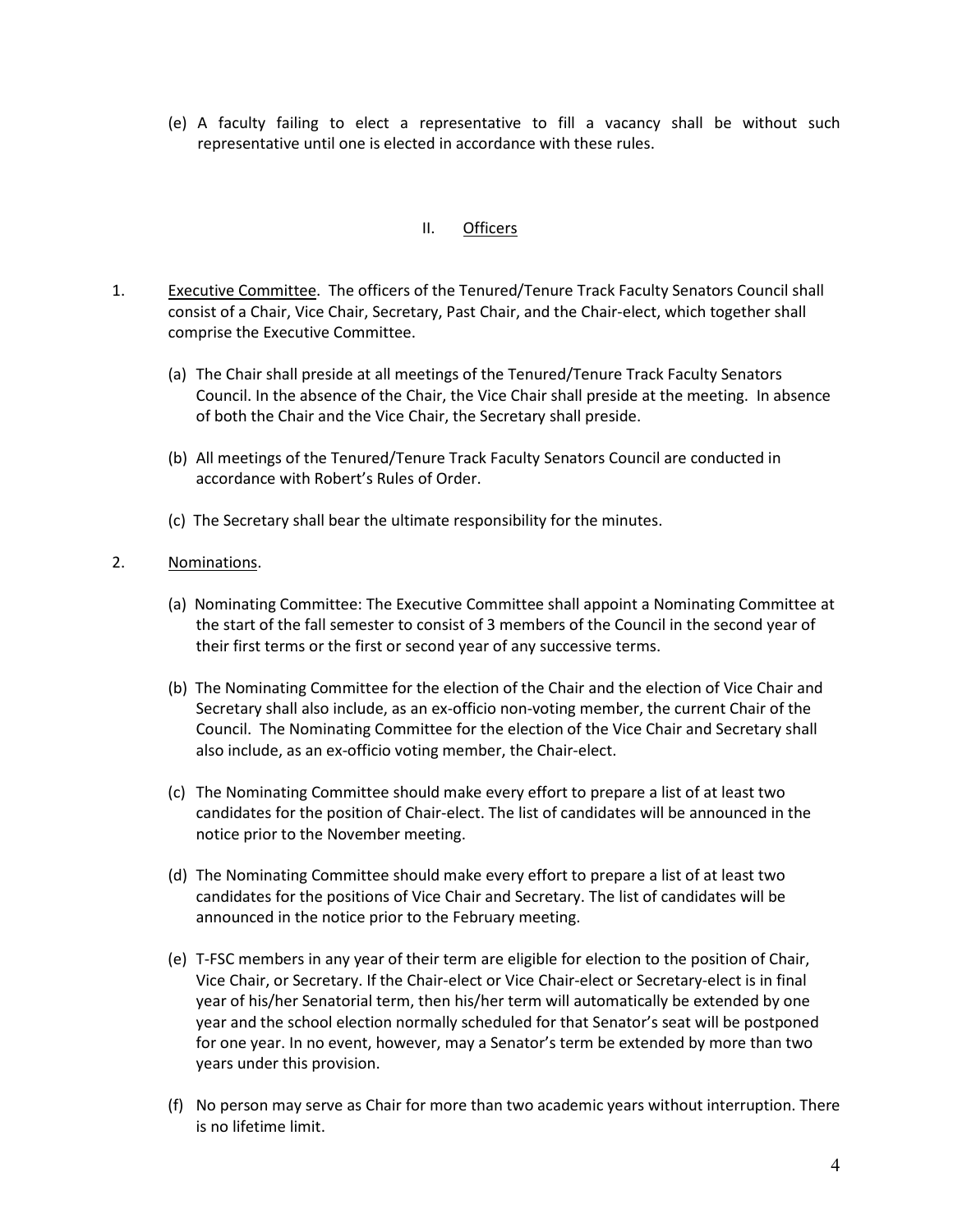(e) A faculty failing to elect a representative to fill a vacancy shall be without such representative until one is elected in accordance with these rules.

## II. Officers

1. Executive Committee. The officers of the Tenured/Tenure Track Faculty Senators Council shall consist of a Chair, Vice Chair, Secretary, Past Chair, and the Chair-elect, which together shall comprise the Executive Committee.

   (a) The Chair shall preside at all meetings of the Tenured/Tenure Track Faculty Senators Council. In the absence of the Chair, the Vice Chair shall preside at the meeting. In absence of both the Chair and the Vice Chair, the Secretary shall preside.

   (b) All meetings of the Tenured/Tenure Track Faculty Senators Council are conducted in accordance with Robert's Rules of Order.

   (c) The Secretary shall bear the ultimate responsibility for the minutes.

2. Nominations.

   (a) Nominating Committee: The Executive Committee shall appoint a Nominating Committee at the start of the fall semester to consist of 3 members of the Council in the second year of their first terms or the first or second year of any successive terms.

   (b) The Nominating Committee for the election of the Chair and the election of Vice Chair and Secretary shall also include, as an ex-officio non-voting member, the current Chair of the Council. The Nominating Committee for the election of the Vice Chair and Secretary shall also include, as an ex-officio voting member, the Chair-elect.

   (c) The Nominating Committee should make every effort to prepare a list of at least two candidates for the position of Chair-elect. The list of candidates will be announced in the notice prior to the November meeting.

   (d) The Nominating Committee should make every effort to prepare a list of at least two candidates for the positions of Vice Chair and Secretary. The list of candidates will be announced in the notice prior to the February meeting.

   (e) T-FSC members in any year of their term are eligible for election to the position of Chair, Vice Chair, or Secretary. If the Chair-elect or Vice Chair-elect or Secretary-elect is in final year of his/her Senatorial term, then his/her term will automatically be extended by one year and the school election normally scheduled for that Senator's seat will be postponed for one year. In no event, however, may a Senator's term be extended by more than two years under this provision.

   (f) No person may serve as Chair for more than two academic years without interruption. There is no lifetime limit.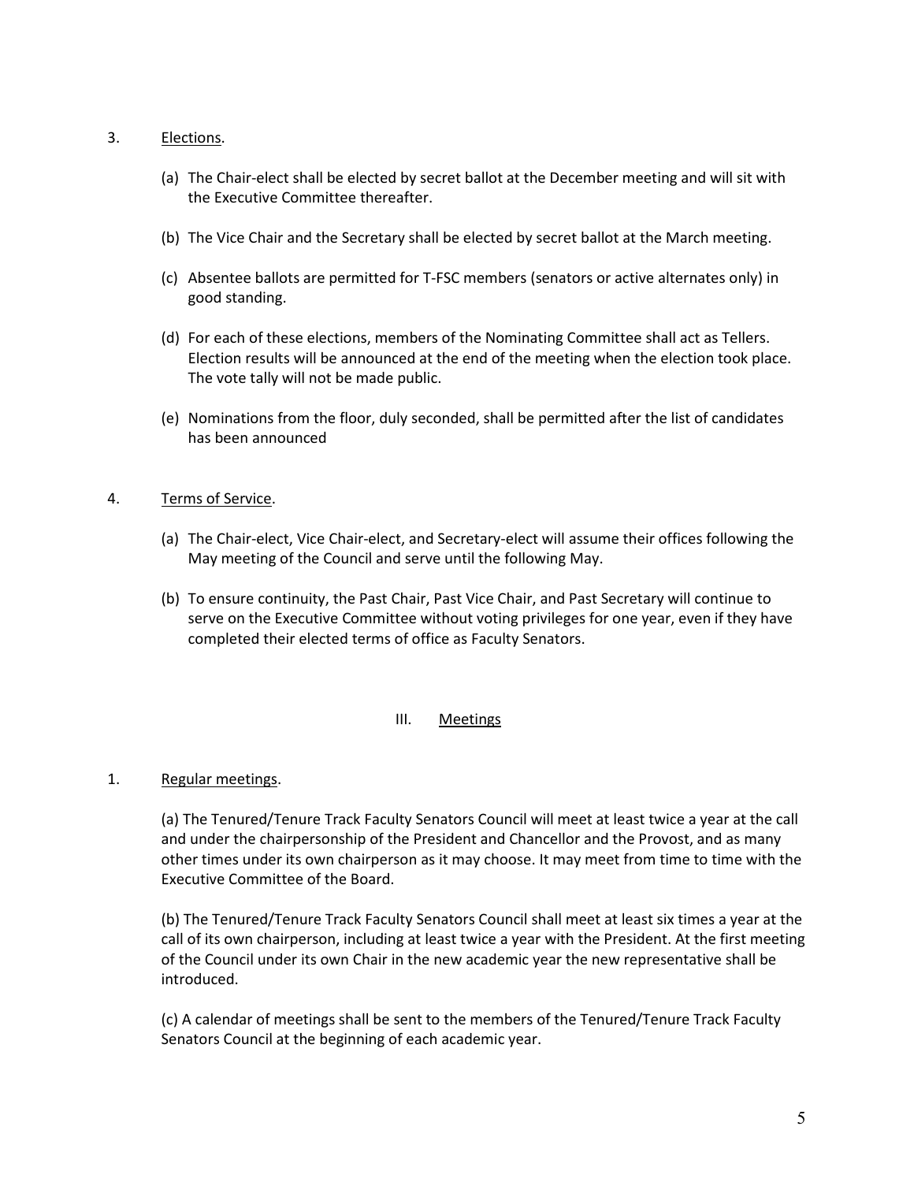3. <u>Elections</u>.

   (a) The Chair-elect shall be elected by secret ballot at the December meeting and will sit with the Executive Committee thereafter.

   (b) The Vice Chair and the Secretary shall be elected by secret ballot at the March meeting.

   (c) Absentee ballots are permitted for T-FSC members (senators or active alternates only) in good standing.

   (d) For each of these elections, members of the Nominating Committee shall act as Tellers. Election results will be announced at the end of the meeting when the election took place. The vote tally will not be made public.

   (e) Nominations from the floor, duly seconded, shall be permitted after the list of candidates has been announced

4. <u>Terms of Service</u>.

   (a) The Chair-elect, Vice Chair-elect, and Secretary-elect will assume their offices following the May meeting of the Council and serve until the following May.

   (b) To ensure continuity, the Past Chair, Past Vice Chair, and Past Secretary will continue to serve on the Executive Committee without voting privileges for one year, even if they have completed their elected terms of office as Faculty Senators.

## III. <u>Meetings</u>

1. <u>Regular meetings</u>.

   (a) The Tenured/Tenure Track Faculty Senators Council will meet at least twice a year at the call and under the chairpersonship of the President and Chancellor and the Provost, and as many other times under its own chairperson as it may choose. It may meet from time to time with the Executive Committee of the Board.

   (b) The Tenured/Tenure Track Faculty Senators Council shall meet at least six times a year at the call of its own chairperson, including at least twice a year with the President. At the first meeting of the Council under its own Chair in the new academic year the new representative shall be introduced.

   (c) A calendar of meetings shall be sent to the members of the Tenured/Tenure Track Faculty Senators Council at the beginning of each academic year.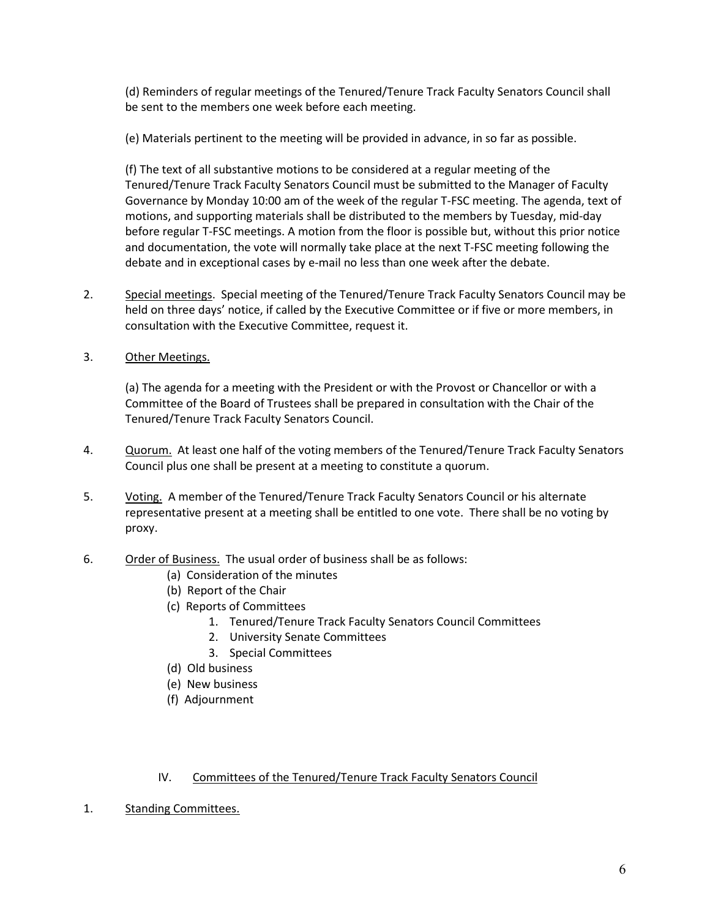(d) Reminders of regular meetings of the Tenured/Tenure Track Faculty Senators Council shall be sent to the members one week before each meeting.

(e) Materials pertinent to the meeting will be provided in advance, in so far as possible.

(f) The text of all substantive motions to be considered at a regular meeting of the Tenured/Tenure Track Faculty Senators Council must be submitted to the Manager of Faculty Governance by Monday 10:00 am of the week of the regular T-FSC meeting. The agenda, text of motions, and supporting materials shall be distributed to the members by Tuesday, mid-day before regular T-FSC meetings. A motion from the floor is possible but, without this prior notice and documentation, the vote will normally take place at the next T-FSC meeting following the debate and in exceptional cases by e-mail no less than one week after the debate.

2. Special meetings. Special meeting of the Tenured/Tenure Track Faculty Senators Council may be held on three days' notice, if called by the Executive Committee or if five or more members, in consultation with the Executive Committee, request it.

3. Other Meetings.

   (a) The agenda for a meeting with the President or with the Provost or Chancellor or with a Committee of the Board of Trustees shall be prepared in consultation with the Chair of the Tenured/Tenure Track Faculty Senators Council.

4. Quorum. At least one half of the voting members of the Tenured/Tenure Track Faculty Senators Council plus one shall be present at a meeting to constitute a quorum.

5. Voting. A member of the Tenured/Tenure Track Faculty Senators Council or his alternate representative present at a meeting shall be entitled to one vote. There shall be no voting by proxy.

6. Order of Business. The usual order of business shall be as follows:
   - (a) Consideration of the minutes
   - (b) Report of the Chair
   - (c) Reports of Committees
     1. Tenured/Tenure Track Faculty Senators Council Committees
     2. University Senate Committees
     3. Special Committees
   - (d) Old business
   - (e) New business
   - (f) Adjournment

## IV. Committees of the Tenured/Tenure Track Faculty Senators Council

1. Standing Committees.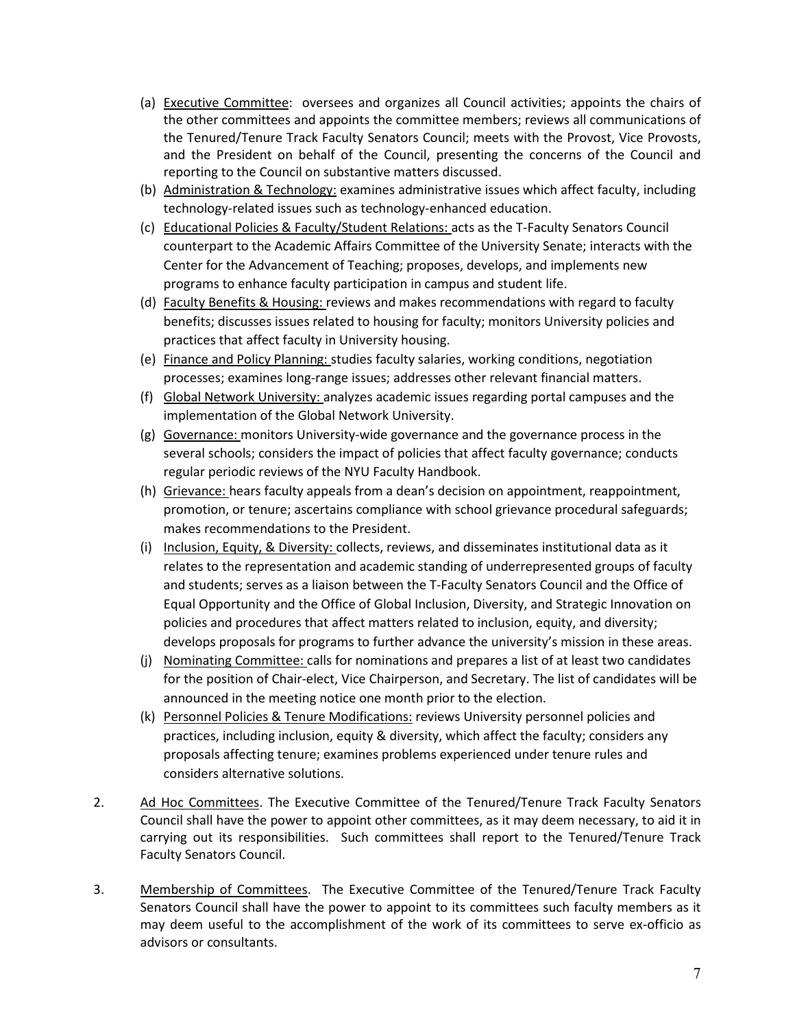(a) Executive Committee: oversees and organizes all Council activities; appoints the chairs of the other committees and appoints the committee members; reviews all communications of the Tenured/Tenure Track Faculty Senators Council; meets with the Provost, Vice Provosts, and the President on behalf of the Council, presenting the concerns of the Council and reporting to the Council on substantive matters discussed.

(b) Administration & Technology: examines administrative issues which affect faculty, including technology-related issues such as technology-enhanced education.

(c) Educational Policies & Faculty/Student Relations: acts as the T-Faculty Senators Council counterpart to the Academic Affairs Committee of the University Senate; interacts with the Center for the Advancement of Teaching; proposes, develops, and implements new programs to enhance faculty participation in campus and student life.

(d) Faculty Benefits & Housing: reviews and makes recommendations with regard to faculty benefits; discusses issues related to housing for faculty; monitors University policies and practices that affect faculty in University housing.

(e) Finance and Policy Planning: studies faculty salaries, working conditions, negotiation processes; examines long-range issues; addresses other relevant financial matters.

(f) Global Network University: analyzes academic issues regarding portal campuses and the implementation of the Global Network University.

(g) Governance: monitors University-wide governance and the governance process in the several schools; considers the impact of policies that affect faculty governance; conducts regular periodic reviews of the NYU Faculty Handbook.

(h) Grievance: hears faculty appeals from a dean's decision on appointment, reappointment, promotion, or tenure; ascertains compliance with school grievance procedural safeguards; makes recommendations to the President.

(i) Inclusion, Equity, & Diversity: collects, reviews, and disseminates institutional data as it relates to the representation and academic standing of underrepresented groups of faculty and students; serves as a liaison between the T-Faculty Senators Council and the Office of Equal Opportunity and the Office of Global Inclusion, Diversity, and Strategic Innovation on policies and procedures that affect matters related to inclusion, equity, and diversity; develops proposals for programs to further advance the university's mission in these areas.

(j) Nominating Committee: calls for nominations and prepares a list of at least two candidates for the position of Chair-elect, Vice Chairperson, and Secretary. The list of candidates will be announced in the meeting notice one month prior to the election.

(k) Personnel Policies & Tenure Modifications: reviews University personnel policies and practices, including inclusion, equity & diversity, which affect the faculty; considers any proposals affecting tenure; examines problems experienced under tenure rules and considers alternative solutions.

2. Ad Hoc Committees. The Executive Committee of the Tenured/Tenure Track Faculty Senators Council shall have the power to appoint other committees, as it may deem necessary, to aid it in carrying out its responsibilities. Such committees shall report to the Tenured/Tenure Track Faculty Senators Council.

3. Membership of Committees. The Executive Committee of the Tenured/Tenure Track Faculty Senators Council shall have the power to appoint to its committees such faculty members as it may deem useful to the accomplishment of the work of its committees to serve ex-officio as advisors or consultants.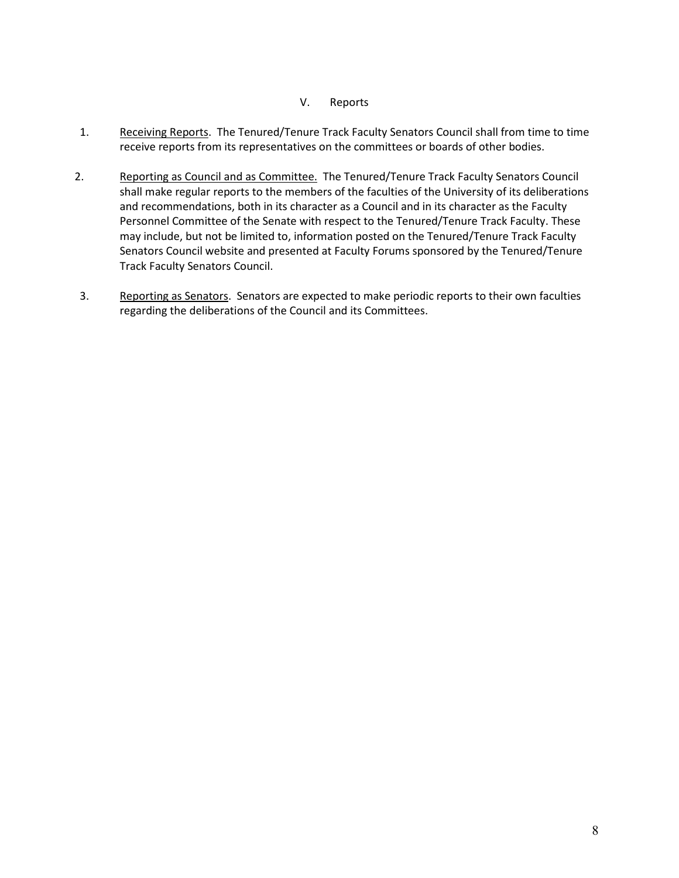## V. Reports

1. Receiving Reports. The Tenured/Tenure Track Faculty Senators Council shall from time to time receive reports from its representatives on the committees or boards of other bodies.

2. Reporting as Council and as Committee. The Tenured/Tenure Track Faculty Senators Council shall make regular reports to the members of the faculties of the University of its deliberations and recommendations, both in its character as a Council and in its character as the Faculty Personnel Committee of the Senate with respect to the Tenured/Tenure Track Faculty. These may include, but not be limited to, information posted on the Tenured/Tenure Track Faculty Senators Council website and presented at Faculty Forums sponsored by the Tenured/Tenure Track Faculty Senators Council.

3. Reporting as Senators. Senators are expected to make periodic reports to their own faculties regarding the deliberations of the Council and its Committees.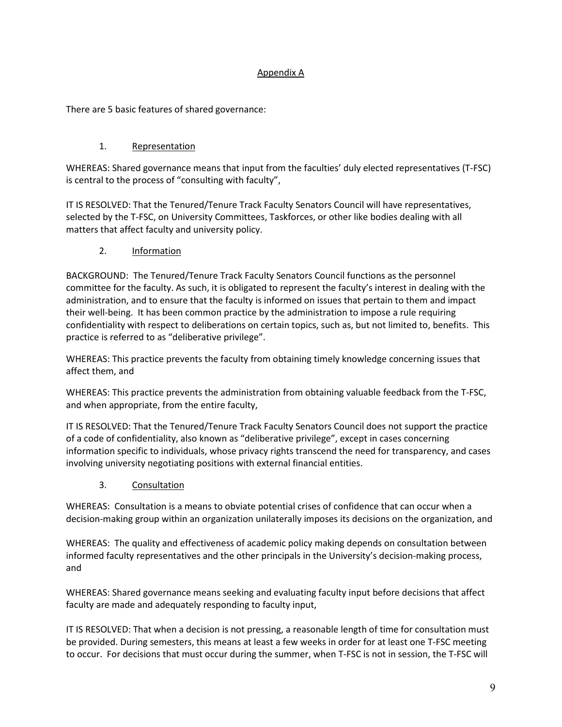## Appendix A

There are 5 basic features of shared governance:

1. Representation

WHEREAS: Shared governance means that input from the faculties' duly elected representatives (T-FSC) is central to the process of "consulting with faculty",

IT IS RESOLVED: That the Tenured/Tenure Track Faculty Senators Council will have representatives, selected by the T-FSC, on University Committees, Taskforces, or other like bodies dealing with all matters that affect faculty and university policy.

2. Information

BACKGROUND: The Tenured/Tenure Track Faculty Senators Council functions as the personnel committee for the faculty. As such, it is obligated to represent the faculty's interest in dealing with the administration, and to ensure that the faculty is informed on issues that pertain to them and impact their well-being. It has been common practice by the administration to impose a rule requiring confidentiality with respect to deliberations on certain topics, such as, but not limited to, benefits. This practice is referred to as "deliberative privilege".

WHEREAS: This practice prevents the faculty from obtaining timely knowledge concerning issues that affect them, and

WHEREAS: This practice prevents the administration from obtaining valuable feedback from the T-FSC, and when appropriate, from the entire faculty,

IT IS RESOLVED: That the Tenured/Tenure Track Faculty Senators Council does not support the practice of a code of confidentiality, also known as "deliberative privilege", except in cases concerning information specific to individuals, whose privacy rights transcend the need for transparency, and cases involving university negotiating positions with external financial entities.

3. Consultation

WHEREAS: Consultation is a means to obviate potential crises of confidence that can occur when a decision-making group within an organization unilaterally imposes its decisions on the organization, and

WHEREAS: The quality and effectiveness of academic policy making depends on consultation between informed faculty representatives and the other principals in the University's decision-making process, and

WHEREAS: Shared governance means seeking and evaluating faculty input before decisions that affect faculty are made and adequately responding to faculty input,

IT IS RESOLVED: That when a decision is not pressing, a reasonable length of time for consultation must be provided. During semesters, this means at least a few weeks in order for at least one T-FSC meeting to occur. For decisions that must occur during the summer, when T-FSC is not in session, the T-FSC will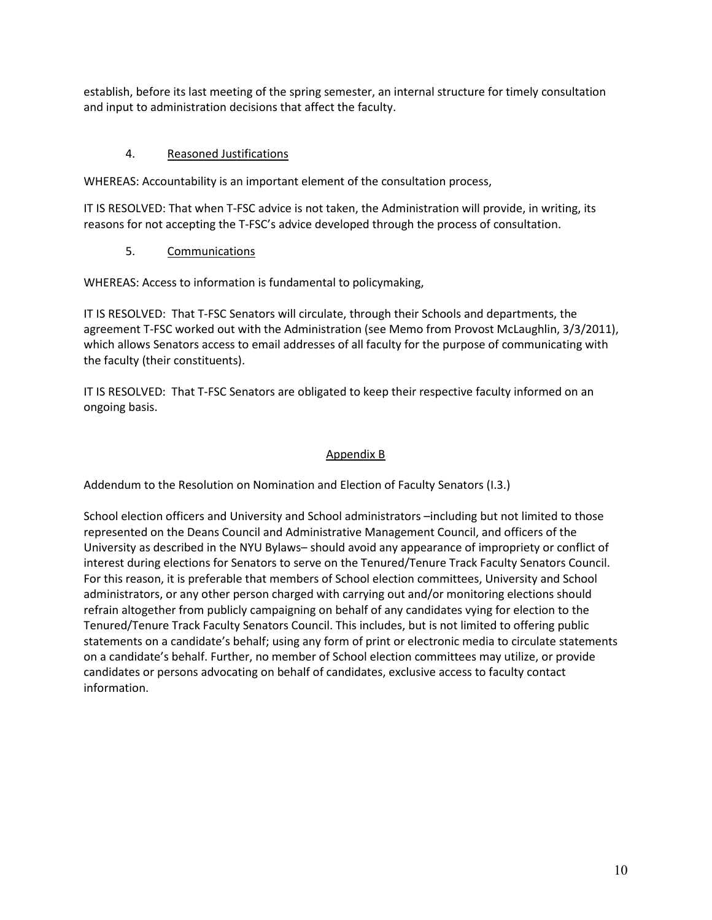establish, before its last meeting of the spring semester, an internal structure for timely consultation and input to administration decisions that affect the faculty.

4. Reasoned Justifications

WHEREAS: Accountability is an important element of the consultation process,

IT IS RESOLVED: That when T-FSC advice is not taken, the Administration will provide, in writing, its reasons for not accepting the T-FSC's advice developed through the process of consultation.

5. Communications

WHEREAS: Access to information is fundamental to policymaking,

IT IS RESOLVED: That T-FSC Senators will circulate, through their Schools and departments, the agreement T-FSC worked out with the Administration (see Memo from Provost McLaughlin, 3/3/2011), which allows Senators access to email addresses of all faculty for the purpose of communicating with the faculty (their constituents).

IT IS RESOLVED: That T-FSC Senators are obligated to keep their respective faculty informed on an ongoing basis.

## Appendix B

Addendum to the Resolution on Nomination and Election of Faculty Senators (I.3.)

School election officers and University and School administrators –including but not limited to those represented on the Deans Council and Administrative Management Council, and officers of the University as described in the NYU Bylaws– should avoid any appearance of impropriety or conflict of interest during elections for Senators to serve on the Tenured/Tenure Track Faculty Senators Council. For this reason, it is preferable that members of School election committees, University and School administrators, or any other person charged with carrying out and/or monitoring elections should refrain altogether from publicly campaigning on behalf of any candidates vying for election to the Tenured/Tenure Track Faculty Senators Council. This includes, but is not limited to offering public statements on a candidate's behalf; using any form of print or electronic media to circulate statements on a candidate's behalf. Further, no member of School election committees may utilize, or provide candidates or persons advocating on behalf of candidates, exclusive access to faculty contact information.